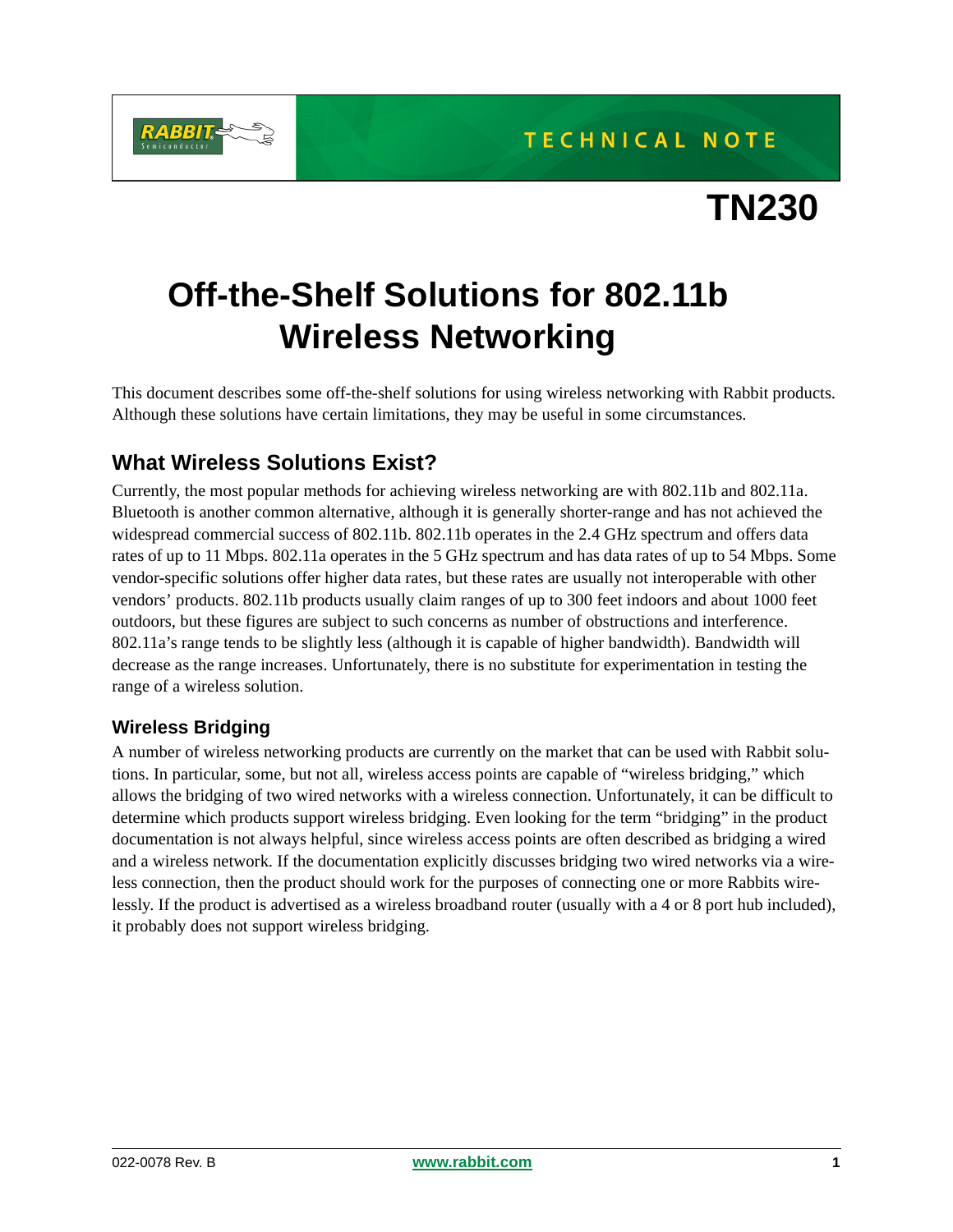TECHNICAL NOTE

# TN230

# Off-the-Shelf Solutions for 802.11b Wireless Networking

This document describes some off-the-shelf solutions for using wireless networking with Rabbit products. Although these solutions have certain limitations, they may be useful in some circumstances.

## What Wireless Solutions Exist?

Currently, the most popular methods for achieving wireless networking are with 802.11b and 802.11a. Bluetooth is another common alternative, although it is generally shorter-range and has not achieved the widespread commercial success of 802.11b. 802.11b operates in the 2.4 GHz spectrum and offers data rates of up to 11 Mbps. 802.11a operates in the 5 GHz spectrum and has data rates of up to 54 Mbps. Some vendor-specific solutions offer higher data rates, but these rates are usually not interoperable with other vendors' products. 802.11b products usually claim ranges of up to 300 feet indoors and about 1000 feet outdoors, but these figures are subject to such concerns as number of obstructions and interference. 802.11a's range tends to be slightly less (although it is capable of higher bandwidth). Bandwidth will decrease as the range increases. Unfortunately, there is no substitute for experimentation in testing the range of a wireless solution.

### Wireless Bridging

A number of wireless networking products are currently on the market that can be used with Rabbit solutions. In particular, some, but not all, wireless access points are capable of "wireless bridging," which allows the bridging of two wired networks with a wireless connection. Unfortunately, it can be difficult to determine which products support wireless bridging. Even looking for the term "bridging" in the product documentation is not always helpful, since wireless access points are often described as bridging a wired and a wireless network. If the documentation explicitly discusses bridging two wired networks via a wireless connection, then the product should work for the purposes of connecting one or more Rabbits wirelessly. If the product is advertised as a wireless broadband router (usually with a 4 or 8 port hub included), it probably does not support wireless bridging.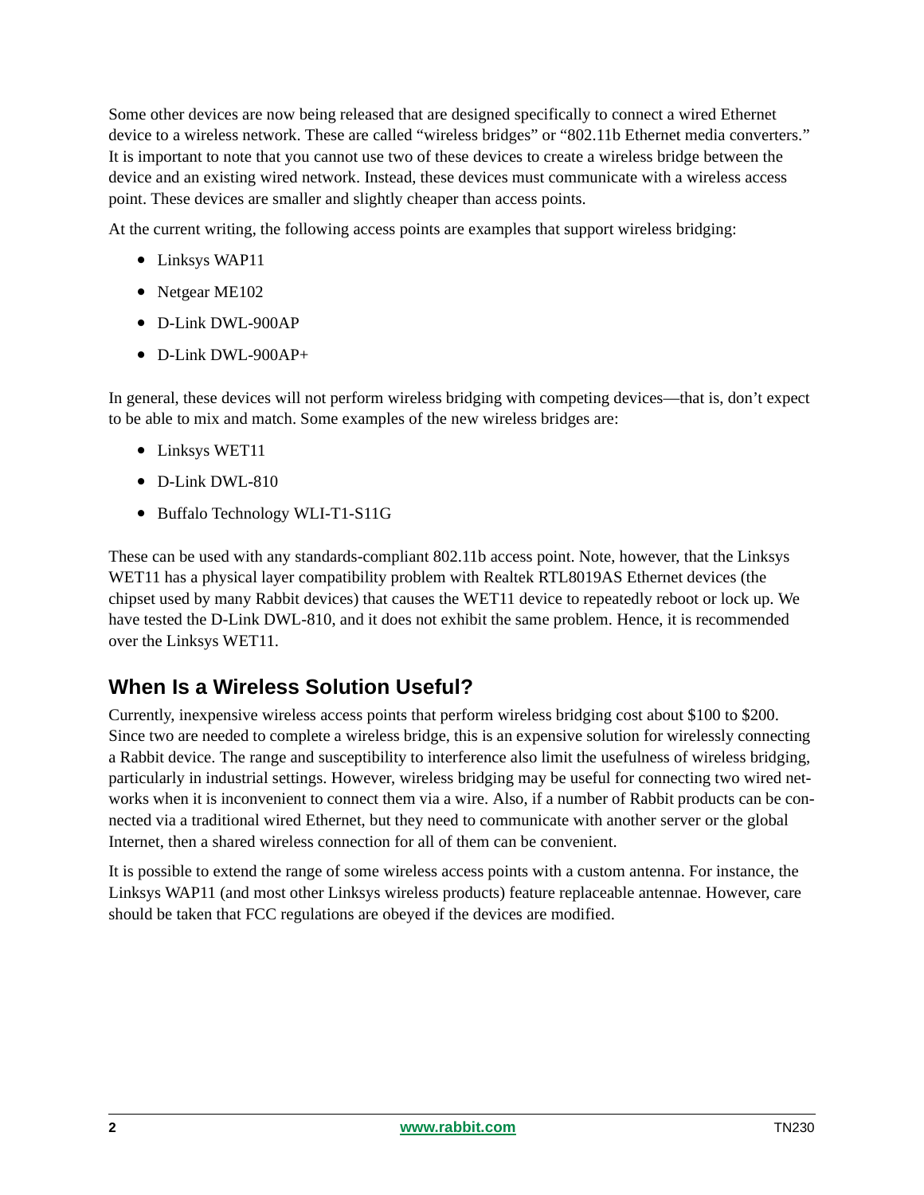Some other devices are now being released that are designed specifically to connect a wired Ethernet device to a wireless network. These are called “wireless bridges” or “802.11b Ethernet media converters.” It is important to note that you cannot use two of these devices to create a wireless bridge between the device and an existing wired network. Instead, these devices must communicate with a wireless access point. These devices are smaller and slightly cheaper than access points.

At the current writing, the following access points are examples that support wireless bridging:

- Linksys WAP11
- Netgear ME102
- D-Link DWL-900AP
- D-Link DWL-900AP+

In general, these devices will not perform wireless bridging with competing devices—that is, don’t expect to be able to mix and match. Some examples of the new wireless bridges are:

- Linksys WET11
- D-Link DWL-810
- Buffalo Technology WLI-T1-S11G

These can be used with any standards-compliant 802.11b access point. Note, however, that the Linksys WET11 has a physical layer compatibility problem with Realtek RTL8019AS Ethernet devices (the chipset used by many Rabbit devices) that causes the WET11 device to repeatedly reboot or lock up. We have tested the D-Link DWL-810, and it does not exhibit the same problem. Hence, it is recommended over the Linksys WET11.

## When Is a Wireless Solution Useful?

Currently, inexpensive wireless access points that perform wireless bridging cost about $100 to $200. Since two are needed to complete a wireless bridge, this is an expensive solution for wirelessly connecting a Rabbit device. The range and susceptibility to interference also limit the usefulness of wireless bridging, particularly in industrial settings. However, wireless bridging may be useful for connecting two wired networks when it is inconvenient to connect them via a wire. Also, if a number of Rabbit products can be connected via a traditional wired Ethernet, but they need to communicate with another server or the global Internet, then a shared wireless connection for all of them can be convenient.

It is possible to extend the range of some wireless access points with a custom antenna. For instance, the Linksys WAP11 (and most other Linksys wireless products) feature replaceable antennae. However, care should be taken that FCC regulations are obeyed if the devices are modified.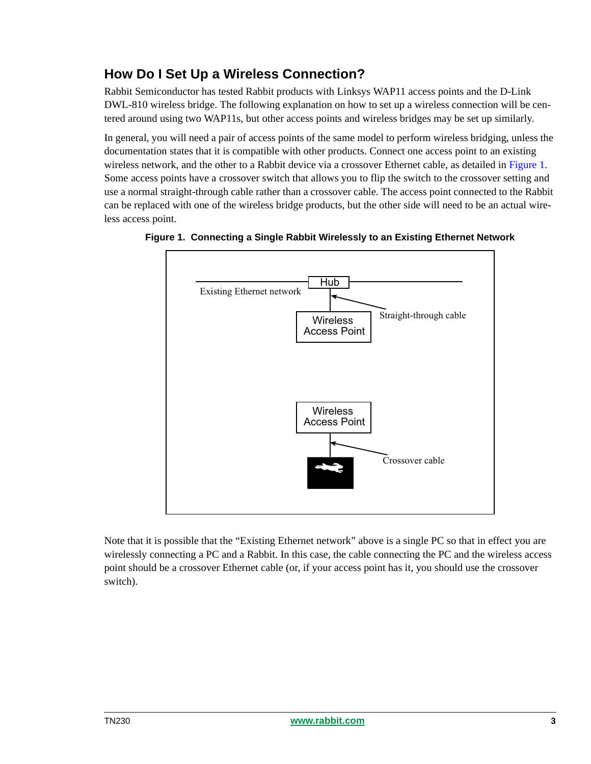## How Do I Set Up a Wireless Connection?

Rabbit Semiconductor has tested Rabbit products with Linksys WAP11 access points and the D-Link DWL-810 wireless bridge. The following explanation on how to set up a wireless connection will be centered around using two WAP11s, but other access points and wireless bridges may be set up similarly.

In general, you will need a pair of access points of the same model to perform wireless bridging, unless the documentation states that it is compatible with other products. Connect one access point to an existing wireless network, and the other to a Rabbit device via a crossover Ethernet cable, as detailed in Figure 1. Some access points have a crossover switch that allows you to flip the switch to the crossover setting and use a normal straight-through cable rather than a crossover cable. The access point connected to the Rabbit can be replaced with one of the wireless bridge products, but the other side will need to be an actual wireless access point.

**Figure 1. Connecting a Single Rabbit Wirelessly to an Existing Ethernet Network**

Hub

Existing Ethernet network

Straight-through cable

Wireless Access Point

Wireless Access Point

Crossover cable

Note that it is possible that the "Existing Ethernet network" above is a single PC so that in effect you are wirelessly connecting a PC and a Rabbit. In this case, the cable connecting the PC and the wireless access point should be a crossover Ethernet cable (or, if your access point has it, you should use the crossover switch).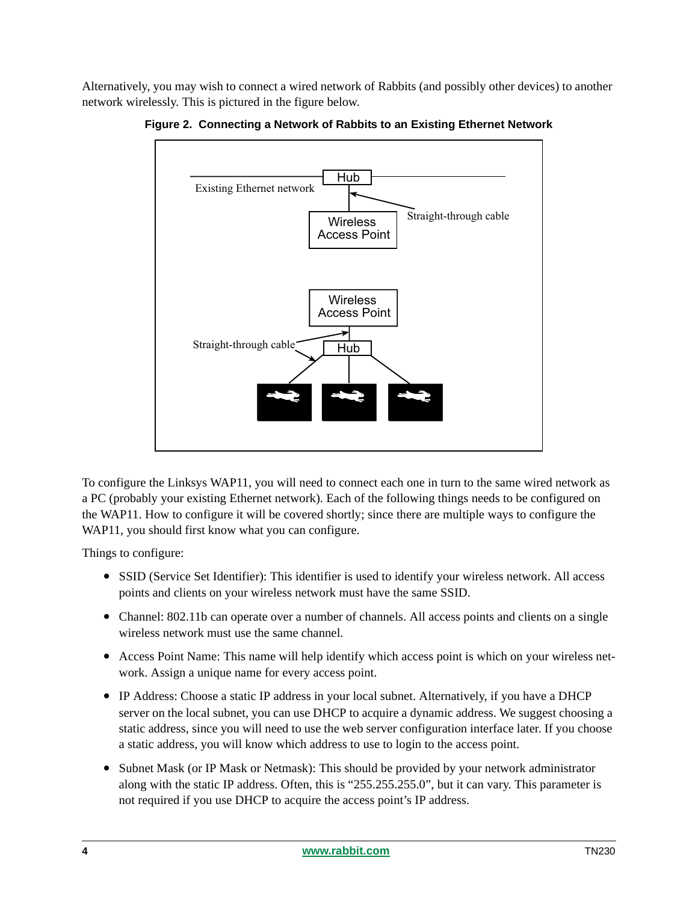Alternatively, you may wish to connect a wired network of Rabbits (and possibly other devices) to another network wirelessly. This is pictured in the figure below.

**Figure 2. Connecting a Network of Rabbits to an Existing Ethernet Network**

To configure the Linksys WAP11, you will need to connect each one in turn to the same wired network as a PC (probably your existing Ethernet network). Each of the following things needs to be configured on the WAP11. How to configure it will be covered shortly; since there are multiple ways to configure the WAP11, you should first know what you can configure.

Things to configure:

- SSID (Service Set Identifier): This identifier is used to identify your wireless network. All access points and clients on your wireless network must have the same SSID.
- Channel: 802.11b can operate over a number of channels. All access points and clients on a single wireless network must use the same channel.
- Access Point Name: This name will help identify which access point is which on your wireless network. Assign a unique name for every access point.
- IP Address: Choose a static IP address in your local subnet. Alternatively, if you have a DHCP server on the local subnet, you can use DHCP to acquire a dynamic address. We suggest choosing a static address, since you will need to use the web server configuration interface later. If you choose a static address, you will know which address to use to login to the access point.
- Subnet Mask (or IP Mask or Netmask): This should be provided by your network administrator along with the static IP address. Often, this is "255.255.255.0", but it can vary. This parameter is not required if you use DHCP to acquire the access point's IP address.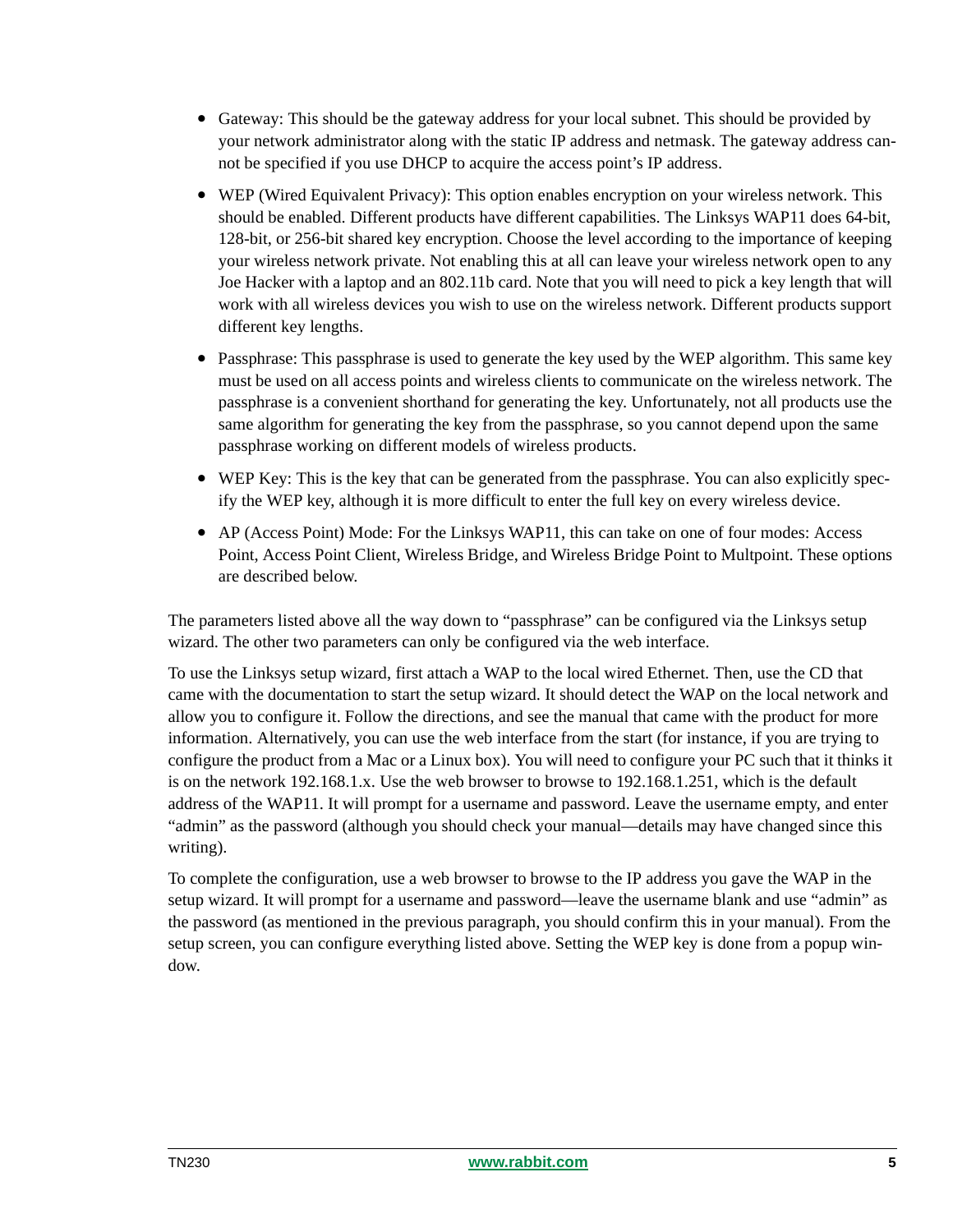- Gateway: This should be the gateway address for your local subnet. This should be provided by your network administrator along with the static IP address and netmask. The gateway address cannot be specified if you use DHCP to acquire the access point's IP address.
- WEP (Wired Equivalent Privacy): This option enables encryption on your wireless network. This should be enabled. Different products have different capabilities. The Linksys WAP11 does 64-bit, 128-bit, or 256-bit shared key encryption. Choose the level according to the importance of keeping your wireless network private. Not enabling this at all can leave your wireless network open to any Joe Hacker with a laptop and an 802.11b card. Note that you will need to pick a key length that will work with all wireless devices you wish to use on the wireless network. Different products support different key lengths.
- Passphrase: This passphrase is used to generate the key used by the WEP algorithm. This same key must be used on all access points and wireless clients to communicate on the wireless network. The passphrase is a convenient shorthand for generating the key. Unfortunately, not all products use the same algorithm for generating the key from the passphrase, so you cannot depend upon the same passphrase working on different models of wireless products.
- WEP Key: This is the key that can be generated from the passphrase. You can also explicitly specify the WEP key, although it is more difficult to enter the full key on every wireless device.
- AP (Access Point) Mode: For the Linksys WAP11, this can take on one of four modes: Access Point, Access Point Client, Wireless Bridge, and Wireless Bridge Point to Multpoint. These options are described below.

The parameters listed above all the way down to "passphrase" can be configured via the Linksys setup wizard. The other two parameters can only be configured via the web interface.

To use the Linksys setup wizard, first attach a WAP to the local wired Ethernet. Then, use the CD that came with the documentation to start the setup wizard. It should detect the WAP on the local network and allow you to configure it. Follow the directions, and see the manual that came with the product for more information. Alternatively, you can use the web interface from the start (for instance, if you are trying to configure the product from a Mac or a Linux box). You will need to configure your PC such that it thinks it is on the network 192.168.1.x. Use the web browser to browse to 192.168.1.251, which is the default address of the WAP11. It will prompt for a username and password. Leave the username empty, and enter "admin" as the password (although you should check your manual—details may have changed since this writing).

To complete the configuration, use a web browser to browse to the IP address you gave the WAP in the setup wizard. It will prompt for a username and password—leave the username blank and use "admin" as the password (as mentioned in the previous paragraph, you should confirm this in your manual). From the setup screen, you can configure everything listed above. Setting the WEP key is done from a popup window.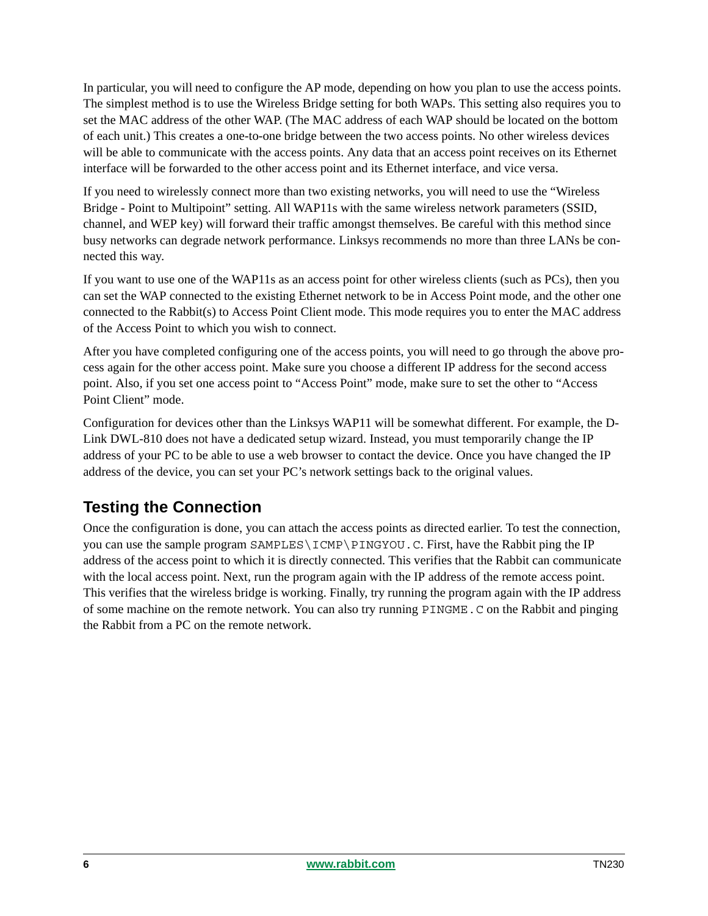In particular, you will need to configure the AP mode, depending on how you plan to use the access points. The simplest method is to use the Wireless Bridge setting for both WAPs. This setting also requires you to set the MAC address of the other WAP. (The MAC address of each WAP should be located on the bottom of each unit.) This creates a one-to-one bridge between the two access points. No other wireless devices will be able to communicate with the access points. Any data that an access point receives on its Ethernet interface will be forwarded to the other access point and its Ethernet interface, and vice versa.

If you need to wirelessly connect more than two existing networks, you will need to use the "Wireless Bridge - Point to Multipoint" setting. All WAP11s with the same wireless network parameters (SSID, channel, and WEP key) will forward their traffic amongst themselves. Be careful with this method since busy networks can degrade network performance. Linksys recommends no more than three LANs be connected this way.

If you want to use one of the WAP11s as an access point for other wireless clients (such as PCs), then you can set the WAP connected to the existing Ethernet network to be in Access Point mode, and the other one connected to the Rabbit(s) to Access Point Client mode. This mode requires you to enter the MAC address of the Access Point to which you wish to connect.

After you have completed configuring one of the access points, you will need to go through the above process again for the other access point. Make sure you choose a different IP address for the second access point. Also, if you set one access point to "Access Point" mode, make sure to set the other to "Access Point Client" mode.

Configuration for devices other than the Linksys WAP11 will be somewhat different. For example, the D-Link DWL-810 does not have a dedicated setup wizard. Instead, you must temporarily change the IP address of your PC to be able to use a web browser to contact the device. Once you have changed the IP address of the device, you can set your PC's network settings back to the original values.

## Testing the Connection

Once the configuration is done, you can attach the access points as directed earlier. To test the connection, you can use the sample program `SAMPLES\ICMP\PINGYOU.C`. First, have the Rabbit ping the IP address of the access point to which it is directly connected. This verifies that the Rabbit can communicate with the local access point. Next, run the program again with the IP address of the remote access point. This verifies that the wireless bridge is working. Finally, try running the program again with the IP address of some machine on the remote network. You can also try running `PINGME.C` on the Rabbit and pinging the Rabbit from a PC on the remote network.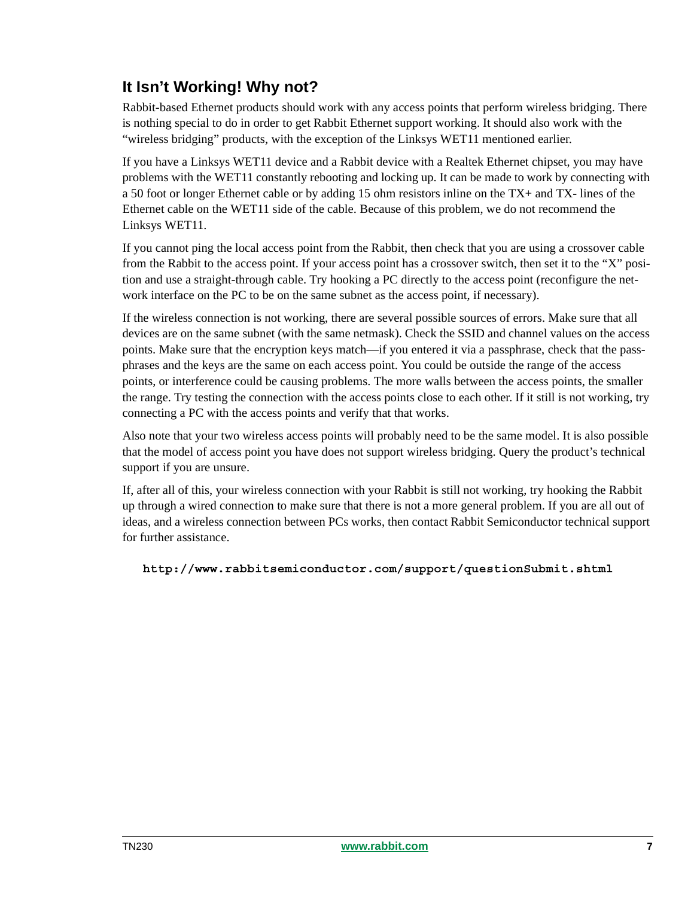## It Isn't Working! Why not?

Rabbit-based Ethernet products should work with any access points that perform wireless bridging. There is nothing special to do in order to get Rabbit Ethernet support working. It should also work with the "wireless bridging" products, with the exception of the Linksys WET11 mentioned earlier.

If you have a Linksys WET11 device and a Rabbit device with a Realtek Ethernet chipset, you may have problems with the WET11 constantly rebooting and locking up. It can be made to work by connecting with a 50 foot or longer Ethernet cable or by adding 15 ohm resistors inline on the TX+ and TX- lines of the Ethernet cable on the WET11 side of the cable. Because of this problem, we do not recommend the Linksys WET11.

If you cannot ping the local access point from the Rabbit, then check that you are using a crossover cable from the Rabbit to the access point. If your access point has a crossover switch, then set it to the "X" position and use a straight-through cable. Try hooking a PC directly to the access point (reconfigure the network interface on the PC to be on the same subnet as the access point, if necessary).

If the wireless connection is not working, there are several possible sources of errors. Make sure that all devices are on the same subnet (with the same netmask). Check the SSID and channel values on the access points. Make sure that the encryption keys match—if you entered it via a passphrase, check that the passphrases and the keys are the same on each access point. You could be outside the range of the access points, or interference could be causing problems. The more walls between the access points, the smaller the range. Try testing the connection with the access points close to each other. If it still is not working, try connecting a PC with the access points and verify that that works.

Also note that your two wireless access points will probably need to be the same model. It is also possible that the model of access point you have does not support wireless bridging. Query the product's technical support if you are unsure.

If, after all of this, your wireless connection with your Rabbit is still not working, try hooking the Rabbit up through a wired connection to make sure that there is not a more general problem. If you are all out of ideas, and a wireless connection between PCs works, then contact Rabbit Semiconductor technical support for further assistance.

**`http://www.rabbitsemiconductor.com/support/questionSubmit.shtml`**